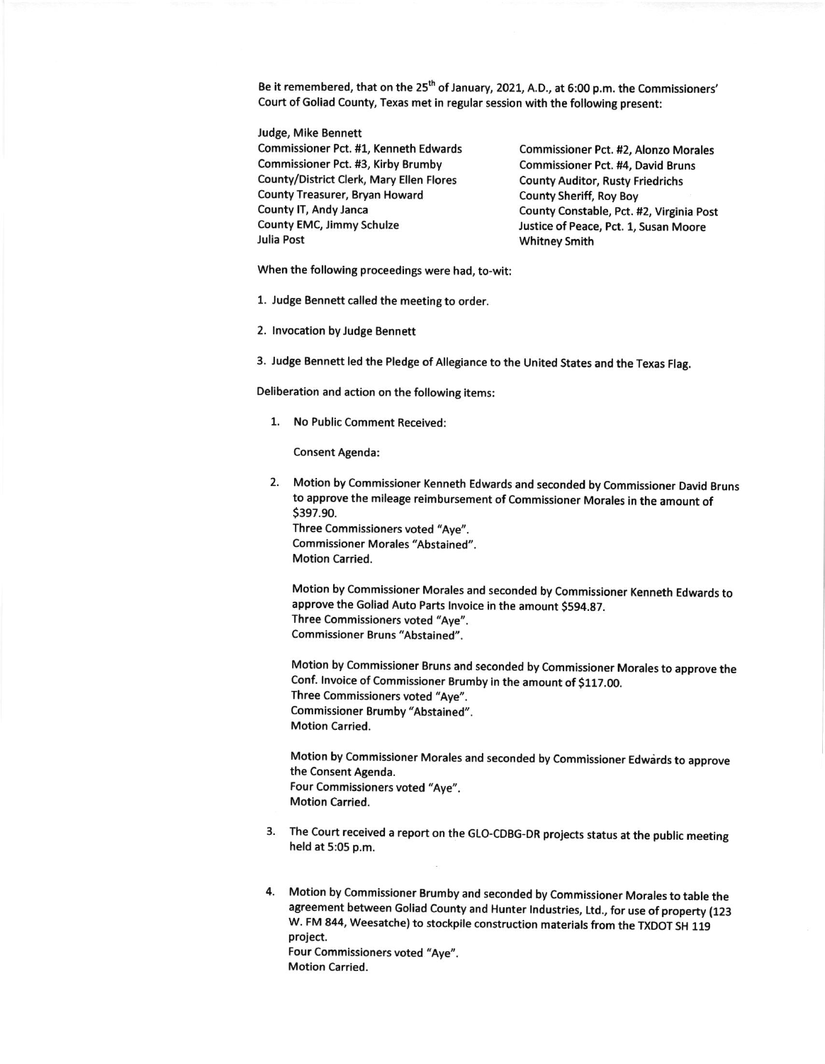Be it remembered, that on the 25th of January, 2021, A.D., at 6:00 p.m. the Commissioners' Court of Goliad County, Texas met in regular session with the following present:

Judge, Mike Bennett
Commissioner Pct. #1, Kenneth Edwards
Commissioner Pct. #2, Alonzo Morales
Commissioner Pct. #3, Kirby Brumby
Commissioner Pct. #4, David Bruns
County/District Clerk, Mary Ellen Flores
County Auditor, Rusty Friedrichs
County Treasurer, Bryan Howard
County Sheriff, Roy Boy
County IT, Andy Janca
County Constable, Pct. #2, Virginia Post
County EMC, Jimmy Schulze
Justice of Peace, Pct. 1, Susan Moore
Julia Post
Whitney Smith

When the following proceedings were had, to-wit:

1. Judge Bennett called the meeting to order.

2. Invocation by Judge Bennett

3. Judge Bennett led the Pledge of Allegiance to the United States and the Texas Flag.

Deliberation and action on the following items:

1. No Public Comment Received:

   Consent Agenda:

2. Motion by Commissioner Kenneth Edwards and seconded by Commissioner David Bruns to approve the mileage reimbursement of Commissioner Morales in the amount of $397.90.
   Three Commissioners voted "Aye".
   Commissioner Morales "Abstained".
   Motion Carried.

   Motion by Commissioner Morales and seconded by Commissioner Kenneth Edwards to approve the Goliad Auto Parts Invoice in the amount $594.87.
   Three Commissioners voted "Aye".
   Commissioner Bruns "Abstained".

   Motion by Commissioner Bruns and seconded by Commissioner Morales to approve the Conf. Invoice of Commissioner Brumby in the amount of $117.00.
   Three Commissioners voted "Aye".
   Commissioner Brumby "Abstained".
   Motion Carried.

   Motion by Commissioner Morales and seconded by Commissioner Edwards to approve the Consent Agenda.
   Four Commissioners voted "Aye".
   Motion Carried.

3. The Court received a report on the GLO-CDBG-DR projects status at the public meeting held at 5:05 p.m.

4. Motion by Commissioner Brumby and seconded by Commissioner Morales to table the agreement between Goliad County and Hunter Industries, Ltd., for use of property (123 W. FM 844, Weesatche) to stockpile construction materials from the TXDOT SH 119 project.
   Four Commissioners voted "Aye".
   Motion Carried.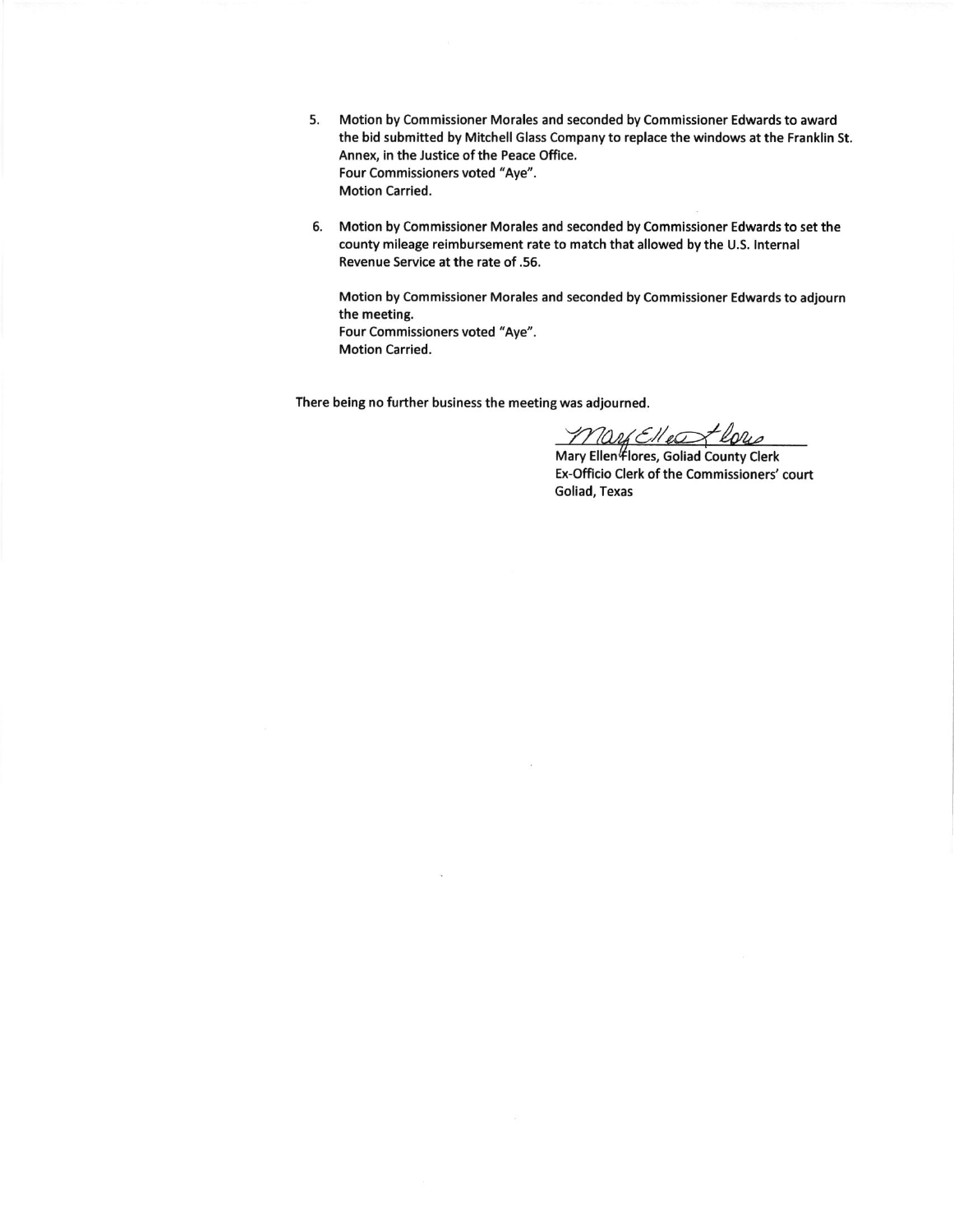5. Motion by Commissioner Morales and seconded by Commissioner Edwards to award the bid submitted by Mitchell Glass Company to replace the windows at the Franklin St. Annex, in the Justice of the Peace Office.
   Four Commissioners voted "Aye".
   Motion Carried.

6. Motion by Commissioner Morales and seconded by Commissioner Edwards to set the county mileage reimbursement rate to match that allowed by the U.S. Internal Revenue Service at the rate of .56.

   Motion by Commissioner Morales and seconded by Commissioner Edwards to adjourn the meeting.
   Four Commissioners voted "Aye".
   Motion Carried.

There being no further business the meeting was adjourned.

Mary Ellen Flores

Mary Ellen Flores, Goliad County Clerk
Ex-Officio Clerk of the Commissioners' court
Goliad, Texas